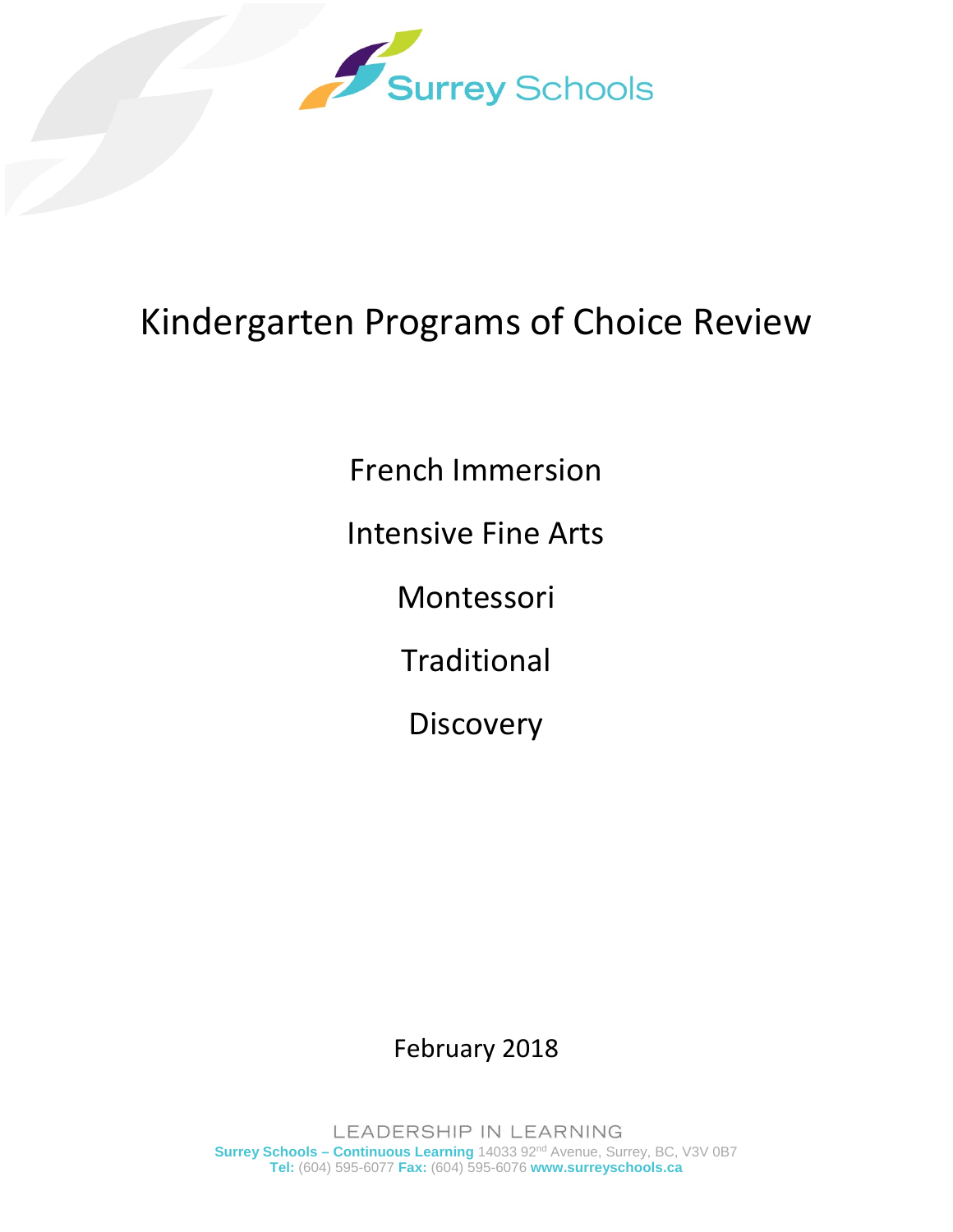Surrey Schools

# Kindergarten Programs of Choice Review

French Immersion

Intensive Fine Arts

Montessori

Traditional

Discovery

February 2018

LEADERSHIP IN LEARNING

**Surrey Schools – Continuous Learning** 14033 92nd Avenue, Surrey, BC, V3V 0B7
**Tel:** (604) 595-6077 **Fax:** (604) 595-6076 **www.surreyschools.ca**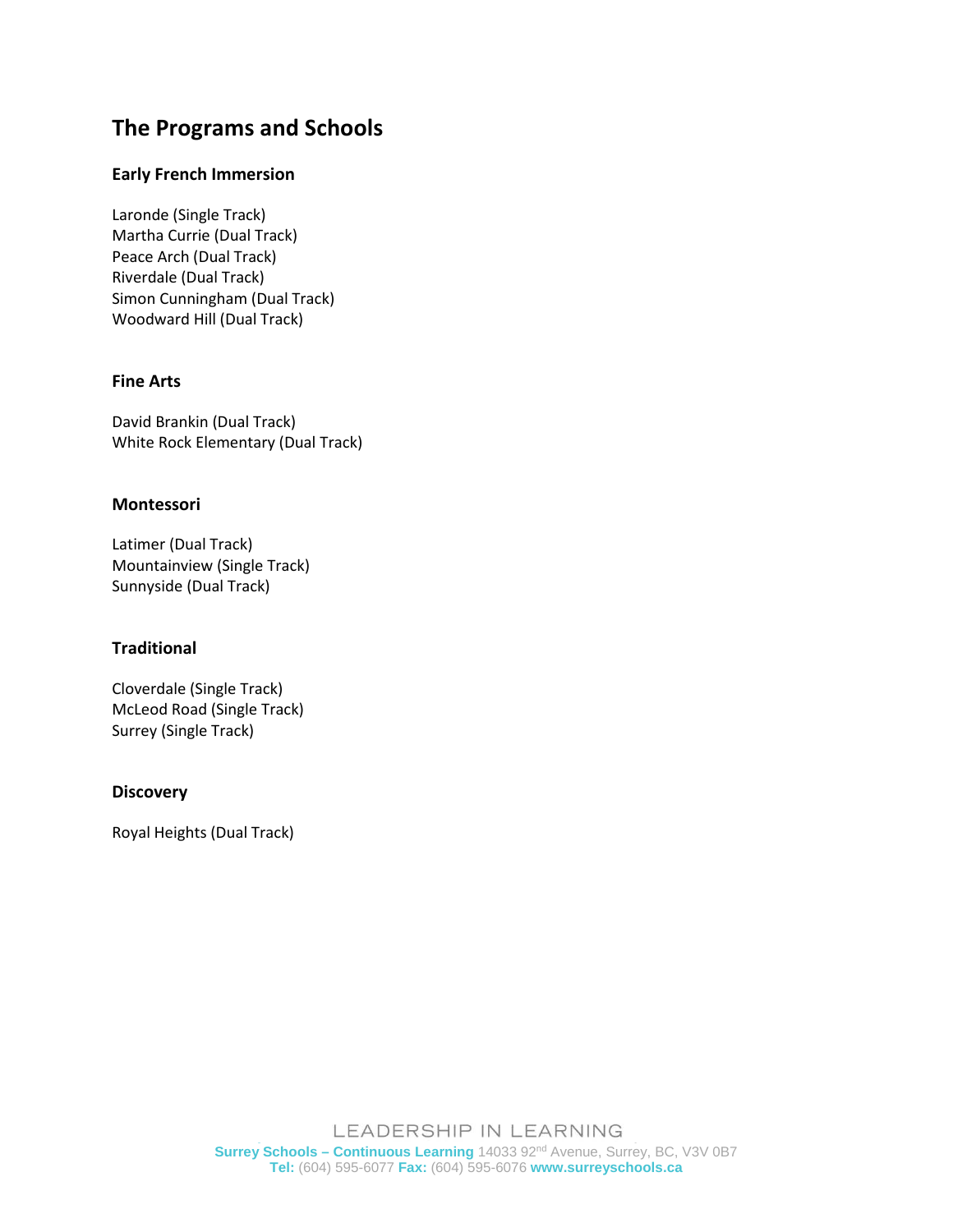## The Programs and Schools

### Early French Immersion

Laronde (Single Track)
Martha Currie (Dual Track)
Peace Arch (Dual Track)
Riverdale (Dual Track)
Simon Cunningham (Dual Track)
Woodward Hill (Dual Track)

### Fine Arts

David Brankin (Dual Track)
White Rock Elementary (Dual Track)

### Montessori

Latimer (Dual Track)
Mountainview (Single Track)
Sunnyside (Dual Track)

### Traditional

Cloverdale (Single Track)
McLeod Road (Single Track)
Surrey (Single Track)

### Discovery

Royal Heights (Dual Track)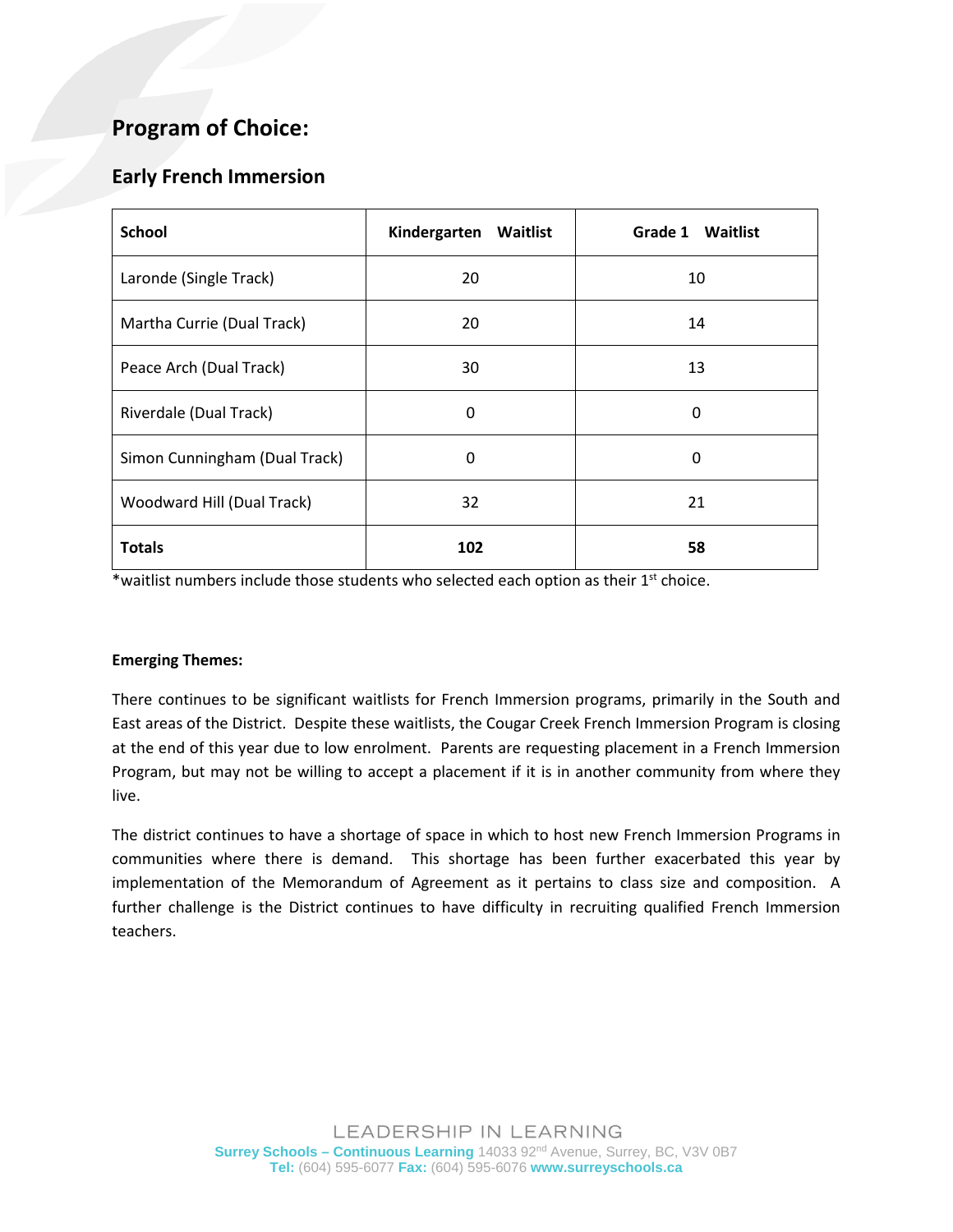## Program of Choice:

### Early French Immersion

| School | Kindergarten Waitlist | Grade 1 Waitlist |
|---|---|---|
| Laronde (Single Track) | 20 | 10 |
| Martha Currie (Dual Track) | 20 | 14 |
| Peace Arch (Dual Track) | 30 | 13 |
| Riverdale (Dual Track) | 0 | 0 |
| Simon Cunningham (Dual Track) | 0 | 0 |
| Woodward Hill (Dual Track) | 32 | 21 |
| **Totals** | **102** | **58** |

*waitlist numbers include those students who selected each option as their 1st choice.

**Emerging Themes:**

There continues to be significant waitlists for French Immersion programs, primarily in the South and East areas of the District. Despite these waitlists, the Cougar Creek French Immersion Program is closing at the end of this year due to low enrolment. Parents are requesting placement in a French Immersion Program, but may not be willing to accept a placement if it is in another community from where they live.

The district continues to have a shortage of space in which to host new French Immersion Programs in communities where there is demand. This shortage has been further exacerbated this year by implementation of the Memorandum of Agreement as it pertains to class size and composition. A further challenge is the District continues to have difficulty in recruiting qualified French Immersion teachers.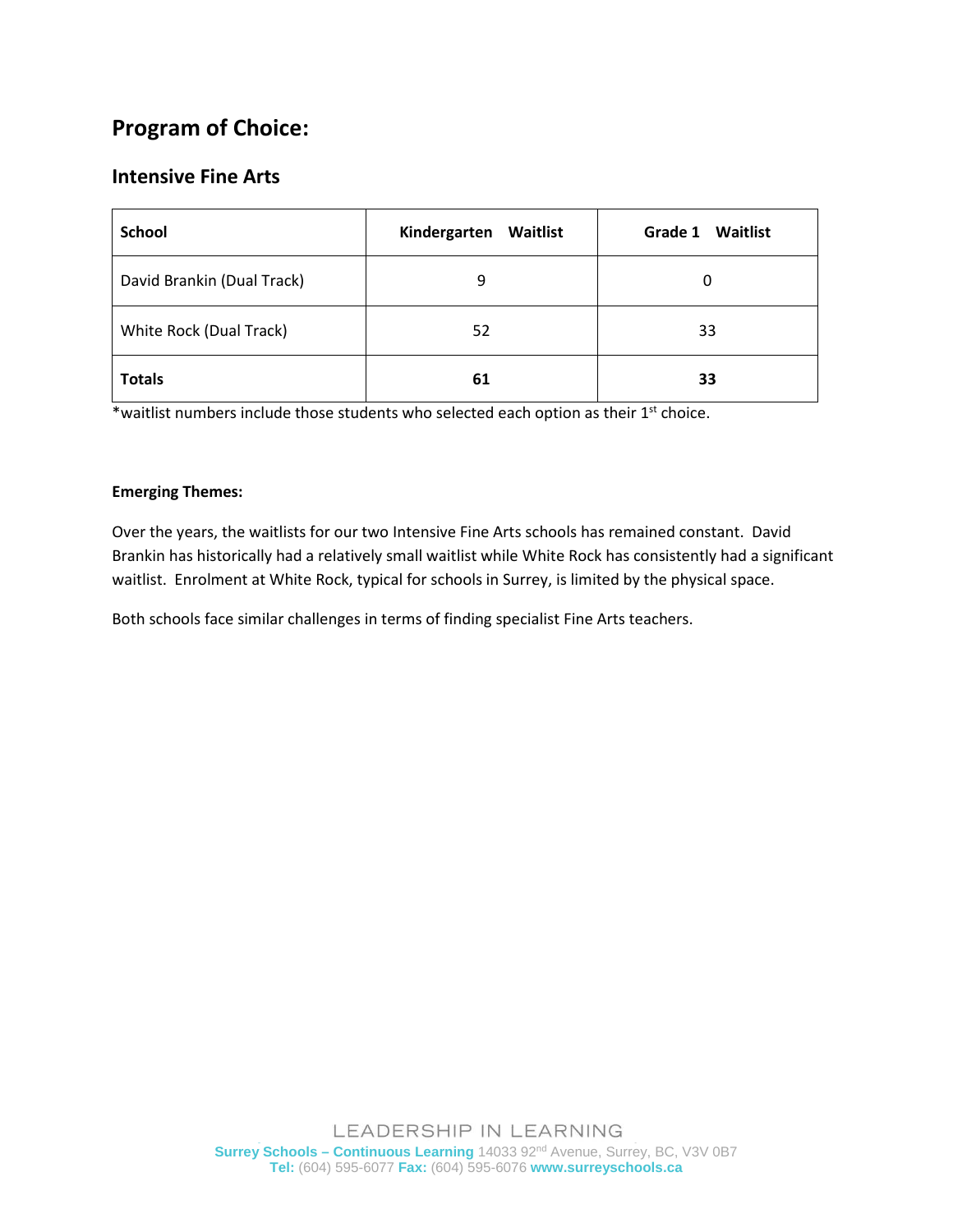# Program of Choice:

## Intensive Fine Arts

| School | Kindergarten Waitlist | Grade 1 Waitlist |
|---|---|---|
| David Brankin (Dual Track) | 9 | 0 |
| White Rock (Dual Track) | 52 | 33 |
| **Totals** | **61** | **33** |

*waitlist numbers include those students who selected each option as their 1st choice.

**Emerging Themes:**

Over the years, the waitlists for our two Intensive Fine Arts schools has remained constant. David Brankin has historically had a relatively small waitlist while White Rock has consistently had a significant waitlist. Enrolment at White Rock, typical for schools in Surrey, is limited by the physical space.

Both schools face similar challenges in terms of finding specialist Fine Arts teachers.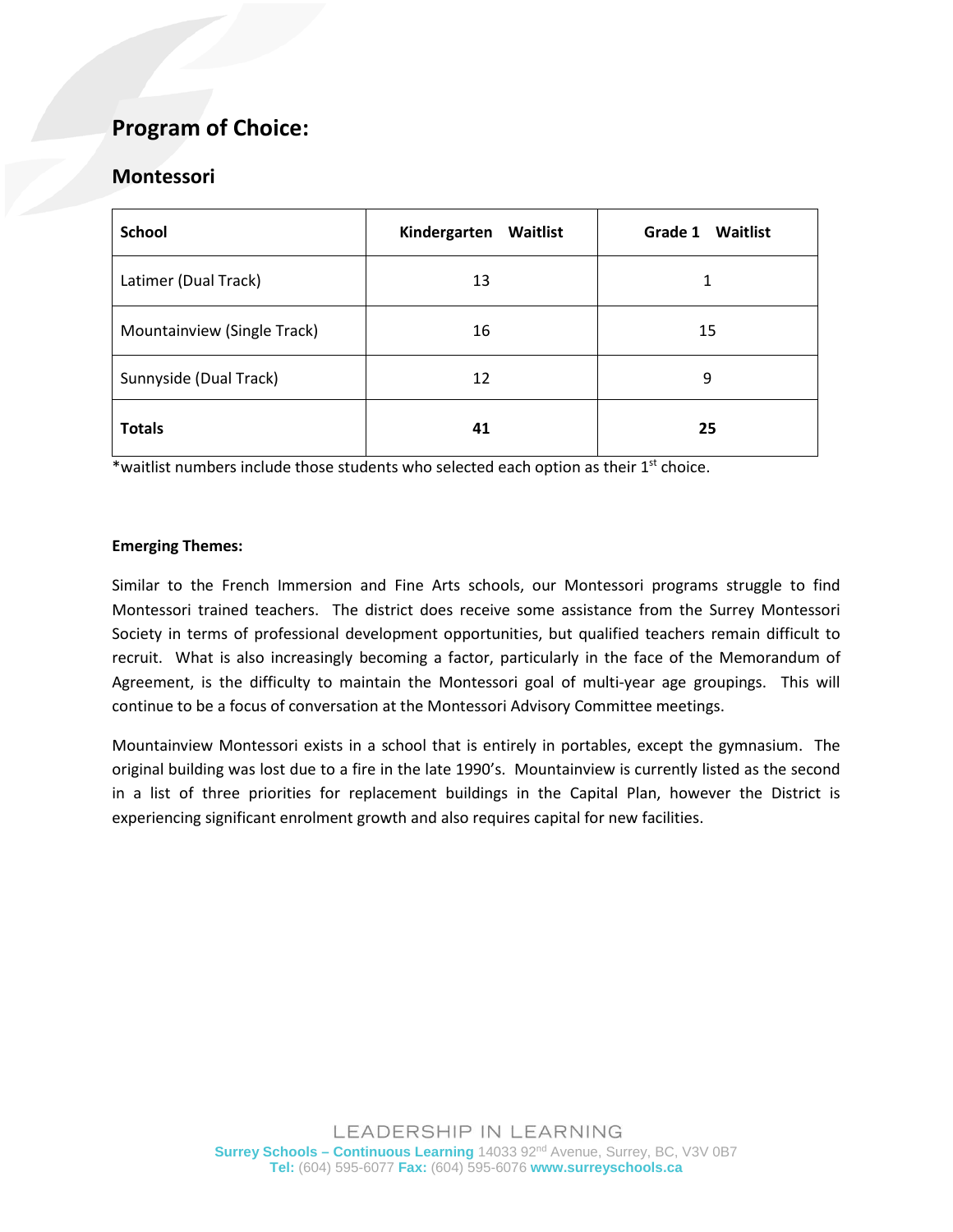## Program of Choice:

### Montessori

| School | Kindergarten Waitlist | Grade 1 Waitlist |
|---|---|---|
| Latimer (Dual Track) | 13 | 1 |
| Mountainview (Single Track) | 16 | 15 |
| Sunnyside (Dual Track) | 12 | 9 |
| **Totals** | **41** | **25** |

*waitlist numbers include those students who selected each option as their 1st choice.

**Emerging Themes:**

Similar to the French Immersion and Fine Arts schools, our Montessori programs struggle to find Montessori trained teachers. The district does receive some assistance from the Surrey Montessori Society in terms of professional development opportunities, but qualified teachers remain difficult to recruit. What is also increasingly becoming a factor, particularly in the face of the Memorandum of Agreement, is the difficulty to maintain the Montessori goal of multi-year age groupings. This will continue to be a focus of conversation at the Montessori Advisory Committee meetings.

Mountainview Montessori exists in a school that is entirely in portables, except the gymnasium. The original building was lost due to a fire in the late 1990's. Mountainview is currently listed as the second in a list of three priorities for replacement buildings in the Capital Plan, however the District is experiencing significant enrolment growth and also requires capital for new facilities.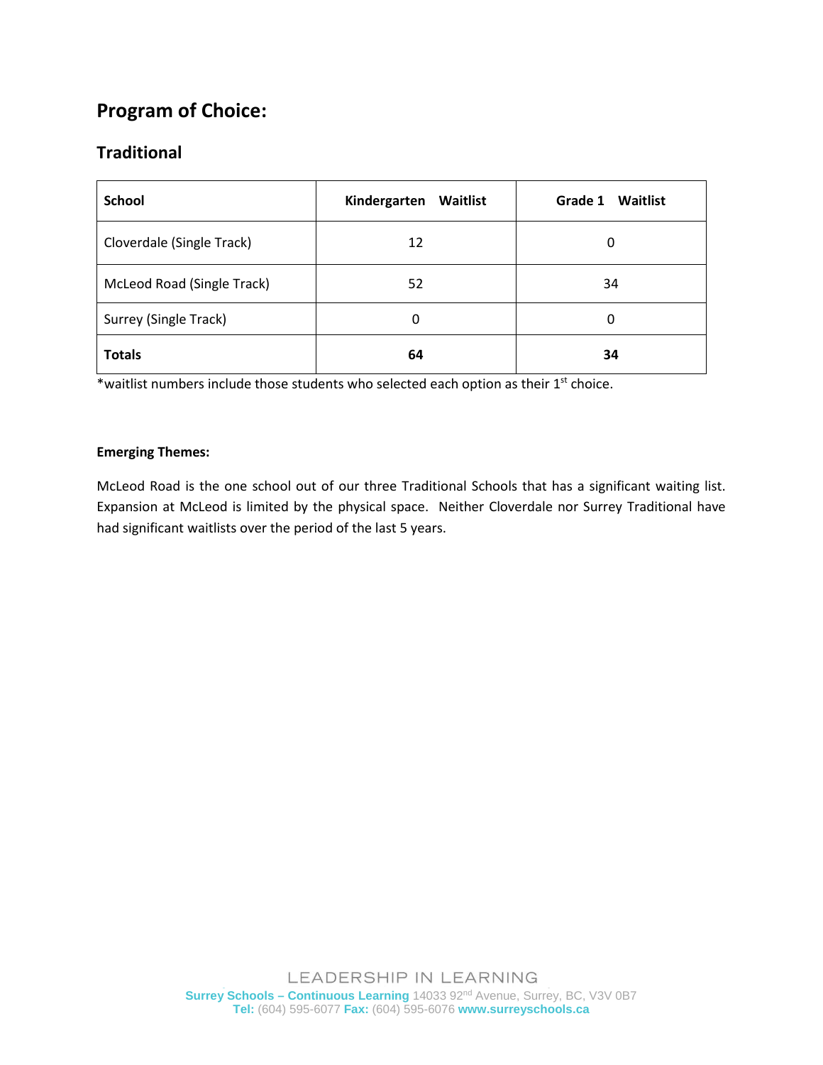## Program of Choice:

### Traditional

| School | Kindergarten Waitlist | Grade 1 Waitlist |
|---|---|---|
| Cloverdale (Single Track) | 12 | 0 |
| McLeod Road (Single Track) | 52 | 34 |
| Surrey (Single Track) | 0 | 0 |
| **Totals** | **64** | **34** |

*waitlist numbers include those students who selected each option as their 1st choice.

**Emerging Themes:**

McLeod Road is the one school out of our three Traditional Schools that has a significant waiting list. Expansion at McLeod is limited by the physical space. Neither Cloverdale nor Surrey Traditional have had significant waitlists over the period of the last 5 years.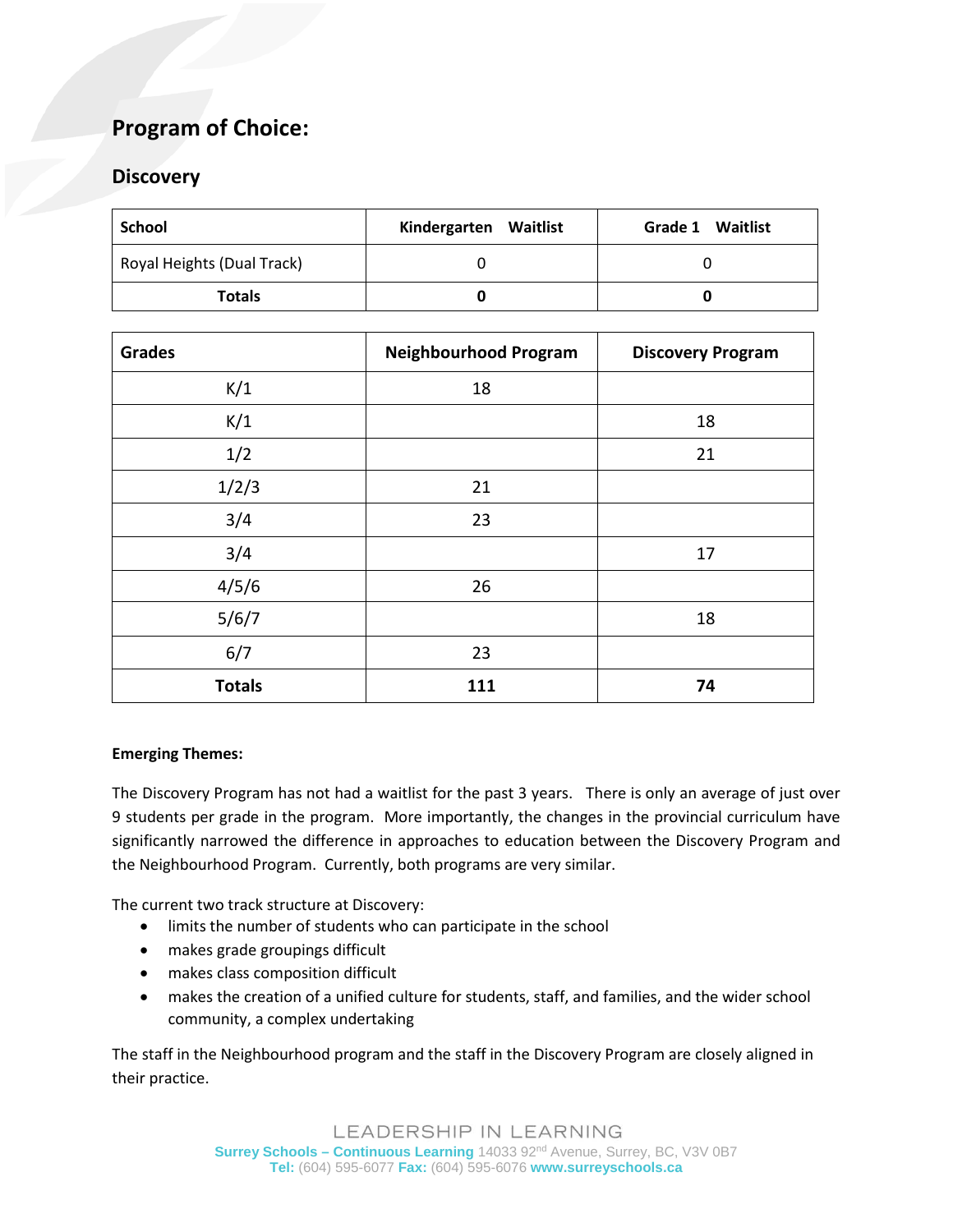## Program of Choice:

### Discovery

| School | Kindergarten Waitlist | Grade 1 Waitlist |
|---|---|---|
| Royal Heights (Dual Track) | 0 | 0 |
| **Totals** | **0** | **0** |

| Grades | Neighbourhood Program | Discovery Program |
|---|---|---|
| K/1 | 18 | |
| K/1 | | 18 |
| 1/2 | | 21 |
| 1/2/3 | 21 | |
| 3/4 | 23 | |
| 3/4 | | 17 |
| 4/5/6 | 26 | |
| 5/6/7 | | 18 |
| 6/7 | 23 | |
| **Totals** | **111** | **74** |

**Emerging Themes:**

The Discovery Program has not had a waitlist for the past 3 years. There is only an average of just over 9 students per grade in the program. More importantly, the changes in the provincial curriculum have significantly narrowed the difference in approaches to education between the Discovery Program and the Neighbourhood Program. Currently, both programs are very similar.

The current two track structure at Discovery:

- limits the number of students who can participate in the school
- makes grade groupings difficult
- makes class composition difficult
- makes the creation of a unified culture for students, staff, and families, and the wider school community, a complex undertaking

The staff in the Neighbourhood program and the staff in the Discovery Program are closely aligned in their practice.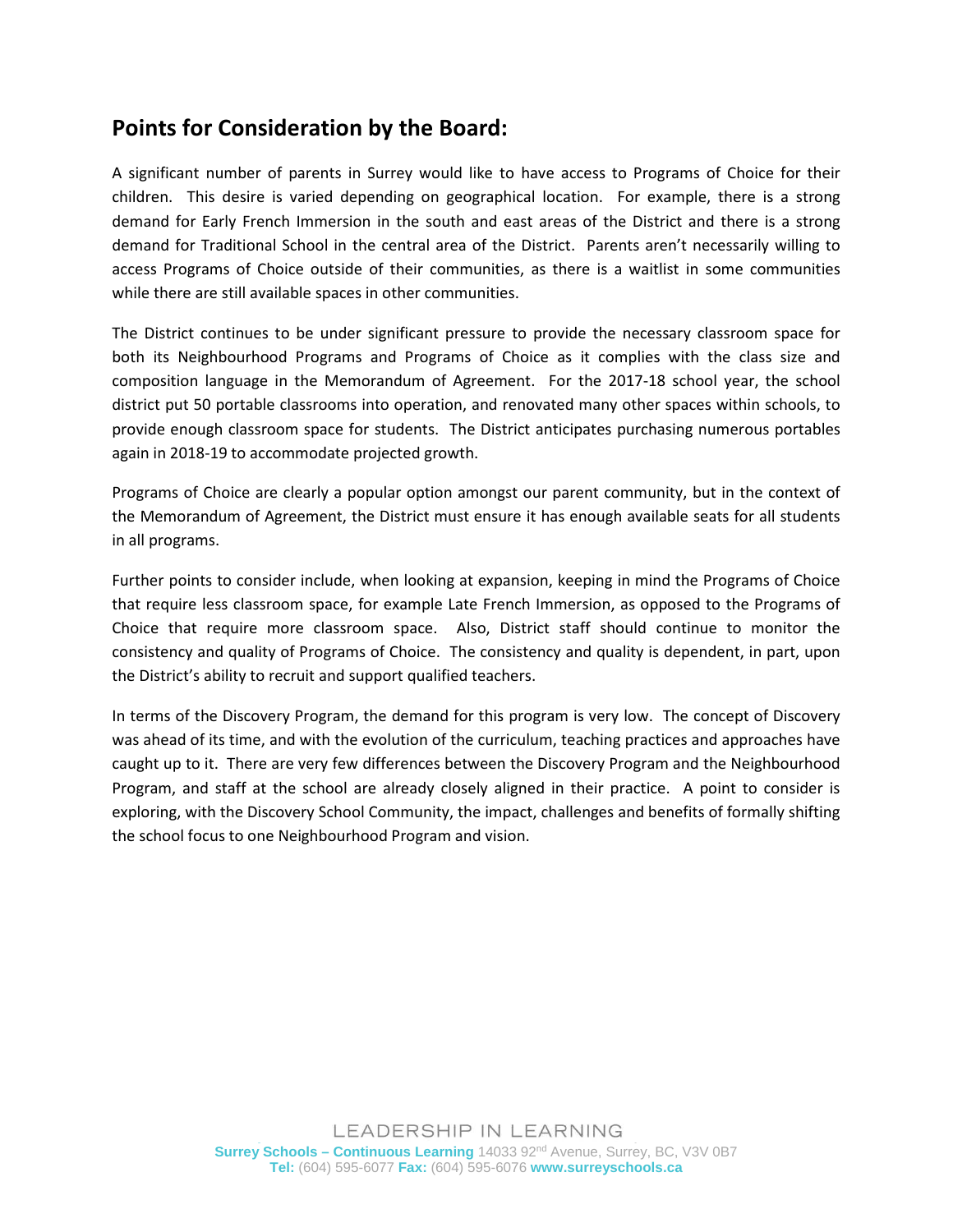## Points for Consideration by the Board:

A significant number of parents in Surrey would like to have access to Programs of Choice for their children. This desire is varied depending on geographical location. For example, there is a strong demand for Early French Immersion in the south and east areas of the District and there is a strong demand for Traditional School in the central area of the District. Parents aren't necessarily willing to access Programs of Choice outside of their communities, as there is a waitlist in some communities while there are still available spaces in other communities.

The District continues to be under significant pressure to provide the necessary classroom space for both its Neighbourhood Programs and Programs of Choice as it complies with the class size and composition language in the Memorandum of Agreement. For the 2017-18 school year, the school district put 50 portable classrooms into operation, and renovated many other spaces within schools, to provide enough classroom space for students. The District anticipates purchasing numerous portables again in 2018-19 to accommodate projected growth.

Programs of Choice are clearly a popular option amongst our parent community, but in the context of the Memorandum of Agreement, the District must ensure it has enough available seats for all students in all programs.

Further points to consider include, when looking at expansion, keeping in mind the Programs of Choice that require less classroom space, for example Late French Immersion, as opposed to the Programs of Choice that require more classroom space. Also, District staff should continue to monitor the consistency and quality of Programs of Choice. The consistency and quality is dependent, in part, upon the District's ability to recruit and support qualified teachers.

In terms of the Discovery Program, the demand for this program is very low. The concept of Discovery was ahead of its time, and with the evolution of the curriculum, teaching practices and approaches have caught up to it. There are very few differences between the Discovery Program and the Neighbourhood Program, and staff at the school are already closely aligned in their practice. A point to consider is exploring, with the Discovery School Community, the impact, challenges and benefits of formally shifting the school focus to one Neighbourhood Program and vision.